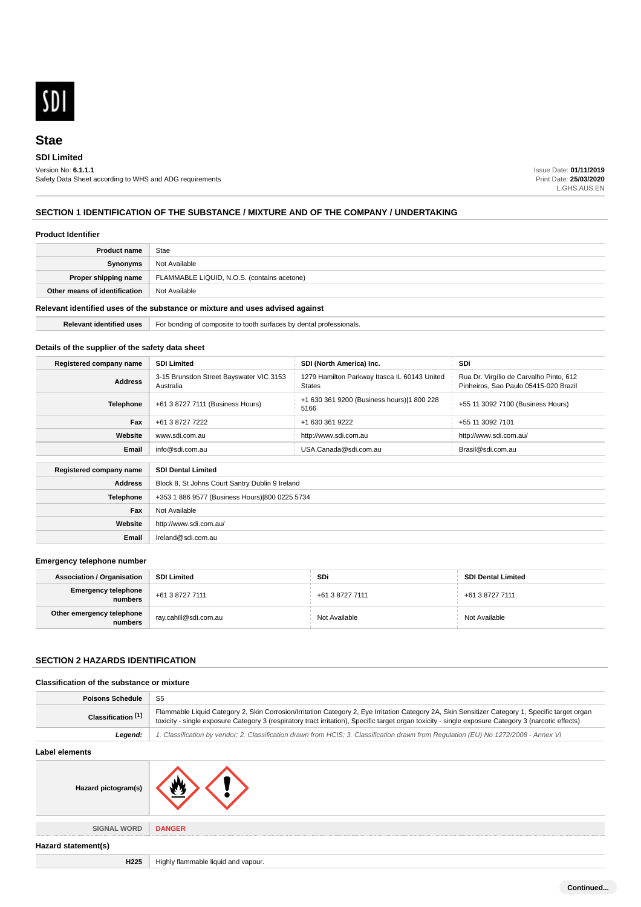SDI

# Stae

**SDI Limited**

Version No: **6.1.1.1**
Safety Data Sheet according to WHS and ADG requirements

Issue Date: **01/11/2019**
Print Date: **25/03/2020**
L.GHS.AUS.EN

## SECTION 1 IDENTIFICATION OF THE SUBSTANCE / MIXTURE AND OF THE COMPANY / UNDERTAKING

### Product Identifier

| | |
|---|---|
| **Product name** | Stae |
| **Synonyms** | Not Available |
| **Proper shipping name** | FLAMMABLE LIQUID, N.O.S. (contains acetone) |
| **Other means of identification** | Not Available |

### Relevant identified uses of the substance or mixture and uses advised against

| | |
|---|---|
| **Relevant identified uses** | For bonding of composite to tooth surfaces by dental professionals. |

### Details of the supplier of the safety data sheet

| **Registered company name** | **SDI Limited** | **SDI (North America) Inc.** | **SDi** |
|---|---|---|---|
| **Address** | 3-15 Brunsdon Street Bayswater VIC 3153 Australia | 1279 Hamilton Parkway Itasca IL 60143 United States | Rua Dr. Virgílio de Carvalho Pinto, 612 Pinheiros, Sao Paulo 05415-020 Brazil |
| **Telephone** | +61 3 8727 7111 (Business Hours) | +1 630 361 9200 (Business hours)\|1 800 228 5166 | +55 11 3092 7100 (Business Hours) |
| **Fax** | +61 3 8727 7222 | +1 630 361 9222 | +55 11 3092 7101 |
| **Website** | www.sdi.com.au | http://www.sdi.com.au | http://www.sdi.com.au/ |
| **Email** | info@sdi.com.au | USA.Canada@sdi.com.au | Brasil@sdi.com.au |

| **Registered company name** | **SDI Dental Limited** |
|---|---|
| **Address** | Block 8, St Johns Court Santry Dublin 9 Ireland |
| **Telephone** | +353 1 886 9577 (Business Hours)\|800 0225 5734 |
| **Fax** | Not Available |
| **Website** | http://www.sdi.com.au/ |
| **Email** | Ireland@sdi.com.au |

### Emergency telephone number

| **Association / Organisation** | **SDI Limited** | **SDi** | **SDI Dental Limited** |
|---|---|---|---|
| **Emergency telephone numbers** | +61 3 8727 7111 | +61 3 8727 7111 | +61 3 8727 7111 |
| **Other emergency telephone numbers** | ray.cahill@sdi.com.au | Not Available | Not Available |

## SECTION 2 HAZARDS IDENTIFICATION

### Classification of the substance or mixture

| | |
|---|---|
| **Poisons Schedule** | S5 |
| **Classification [1]** | Flammable Liquid Category 2, Skin Corrosion/Irritation Category 2, Eye Irritation Category 2A, Skin Sensitizer Category 1, Specific target organ toxicity - single exposure Category 3 (respiratory tract irritation), Specific target organ toxicity - single exposure Category 3 (narcotic effects) |
| ***Legend:*** | *1. Classification by vendor; 2. Classification drawn from HCIS; 3. Classification drawn from Regulation (EU) No 1272/2008 - Annex VI* |

### Label elements

| | |
|---|---|
| **Hazard pictogram(s)** | |
| **SIGNAL WORD** | **DANGER** |

### Hazard statement(s)

| | |
|---|---|
| **H225** | Highly flammable liquid and vapour. |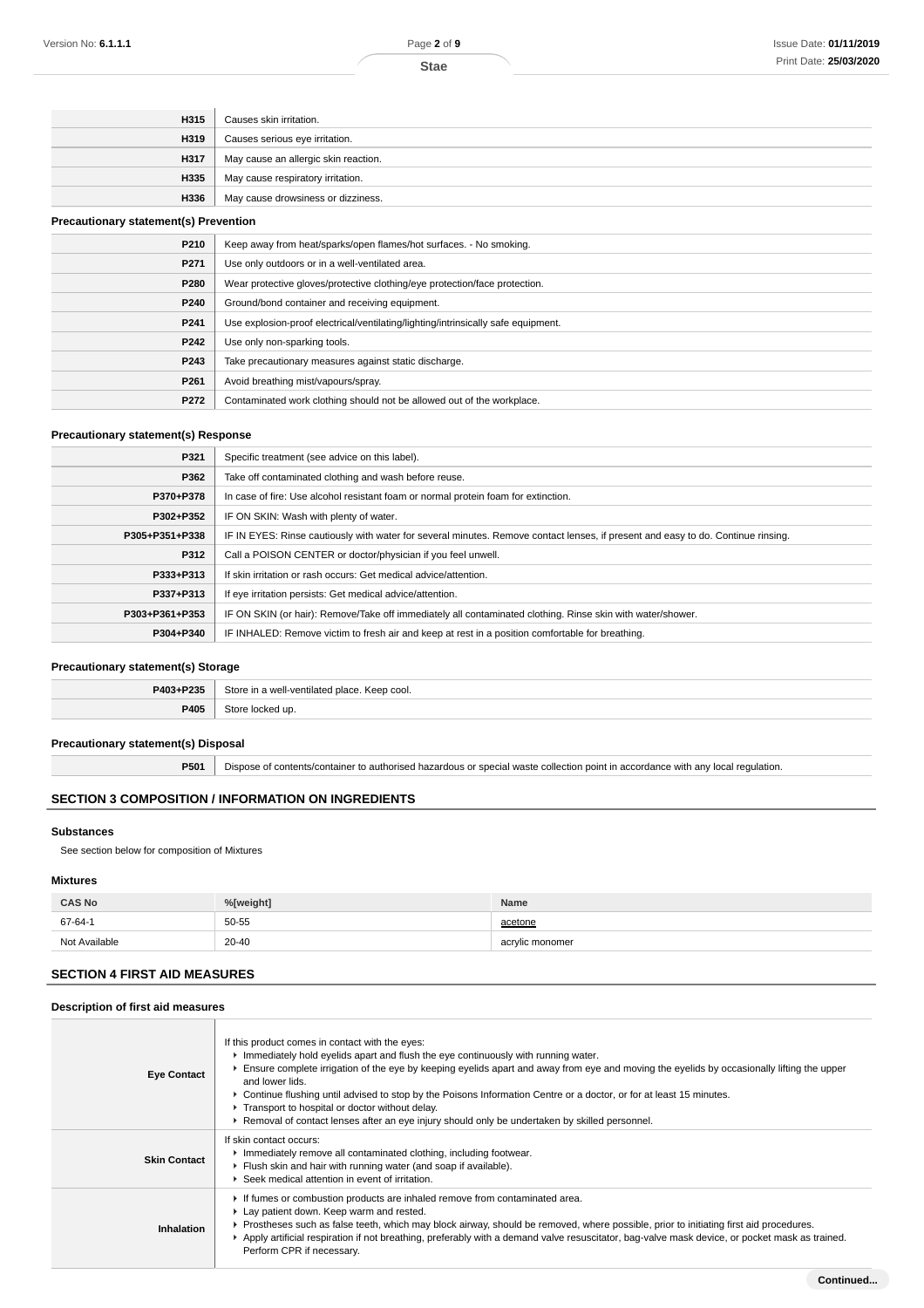| | |
|---|---|
| H315 | Causes skin irritation. |
| H319 | Causes serious eye irritation. |
| H317 | May cause an allergic skin reaction. |
| H335 | May cause respiratory irritation. |
| H336 | May cause drowsiness or dizziness. |

**Precautionary statement(s) Prevention**

| | |
|---|---|
| P210 | Keep away from heat/sparks/open flames/hot surfaces. - No smoking. |
| P271 | Use only outdoors or in a well-ventilated area. |
| P280 | Wear protective gloves/protective clothing/eye protection/face protection. |
| P240 | Ground/bond container and receiving equipment. |
| P241 | Use explosion-proof electrical/ventilating/lighting/intrinsically safe equipment. |
| P242 | Use only non-sparking tools. |
| P243 | Take precautionary measures against static discharge. |
| P261 | Avoid breathing mist/vapours/spray. |
| P272 | Contaminated work clothing should not be allowed out of the workplace. |

**Precautionary statement(s) Response**

| | |
|---|---|
| P321 | Specific treatment (see advice on this label). |
| P362 | Take off contaminated clothing and wash before reuse. |
| P370+P378 | In case of fire: Use alcohol resistant foam or normal protein foam for extinction. |
| P302+P352 | IF ON SKIN: Wash with plenty of water. |
| P305+P351+P338 | IF IN EYES: Rinse cautiously with water for several minutes. Remove contact lenses, if present and easy to do. Continue rinsing. |
| P312 | Call a POISON CENTER or doctor/physician if you feel unwell. |
| P333+P313 | If skin irritation or rash occurs: Get medical advice/attention. |
| P337+P313 | If eye irritation persists: Get medical advice/attention. |
| P303+P361+P353 | IF ON SKIN (or hair): Remove/Take off immediately all contaminated clothing. Rinse skin with water/shower. |
| P304+P340 | IF INHALED: Remove victim to fresh air and keep at rest in a position comfortable for breathing. |

**Precautionary statement(s) Storage**

| | |
|---|---|
| P403+P235 | Store in a well-ventilated place. Keep cool. |
| P405 | Store locked up. |

**Precautionary statement(s) Disposal**

| | |
|---|---|
| P501 | Dispose of contents/container to authorised hazardous or special waste collection point in accordance with any local regulation. |

## SECTION 3 COMPOSITION / INFORMATION ON INGREDIENTS

### Substances

See section below for composition of Mixtures

### Mixtures

| CAS No | %[weight] | Name |
|---|---|---|
| 67-64-1 | 50-55 | acetone |
| Not Available | 20-40 | acrylic monomer |

## SECTION 4 FIRST AID MEASURES

### Description of first aid measures

| | |
|---|---|
| **Eye Contact** | If this product comes in contact with the eyes:<br>▸ Immediately hold eyelids apart and flush the eye continuously with running water.<br>▸ Ensure complete irrigation of the eye by keeping eyelids apart and away from eye and moving the eyelids by occasionally lifting the upper and lower lids.<br>▸ Continue flushing until advised to stop by the Poisons Information Centre or a doctor, or for at least 15 minutes.<br>▸ Transport to hospital or doctor without delay.<br>▸ Removal of contact lenses after an eye injury should only be undertaken by skilled personnel. |
| **Skin Contact** | If skin contact occurs:<br>▸ Immediately remove all contaminated clothing, including footwear.<br>▸ Flush skin and hair with running water (and soap if available).<br>▸ Seek medical attention in event of irritation. |
| **Inhalation** | ▸ If fumes or combustion products are inhaled remove from contaminated area.<br>▸ Lay patient down. Keep warm and rested.<br>▸ Prostheses such as false teeth, which may block airway, should be removed, where possible, prior to initiating first aid procedures.<br>▸ Apply artificial respiration if not breathing, preferably with a demand valve resuscitator, bag-valve mask device, or pocket mask as trained. Perform CPR if necessary. |

**Continued...**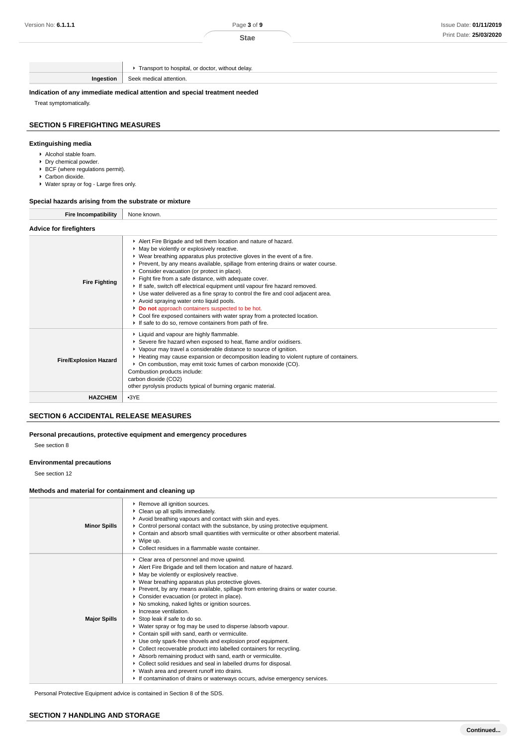| | |
|---|---|
| | ▸ Transport to hospital, or doctor, without delay. |
| **Ingestion** | Seek medical attention. |

**Indication of any immediate medical attention and special treatment needed**

Treat symptomatically.

## SECTION 5 FIREFIGHTING MEASURES

### Extinguishing media

- Alcohol stable foam.
- Dry chemical powder.
- BCF (where regulations permit).
- Carbon dioxide.
- Water spray or fog - Large fires only.

### Special hazards arising from the substrate or mixture

| | |
|---|---|
| **Fire Incompatibility** | None known. |

### Advice for firefighters

| | |
|---|---|
| **Fire Fighting** | ▸ Alert Fire Brigade and tell them location and nature of hazard.<br>▸ May be violently or explosively reactive.<br>▸ Wear breathing apparatus plus protective gloves in the event of a fire.<br>▸ Prevent, by any means available, spillage from entering drains or water course.<br>▸ Consider evacuation (or protect in place).<br>▸ Fight fire from a safe distance, with adequate cover.<br>▸ If safe, switch off electrical equipment until vapour fire hazard removed.<br>▸ Use water delivered as a fine spray to control the fire and cool adjacent area.<br>▸ Avoid spraying water onto liquid pools.<br>▸ **Do not** approach containers suspected to be hot.<br>▸ Cool fire exposed containers with water spray from a protected location.<br>▸ If safe to do so, remove containers from path of fire. |
| **Fire/Explosion Hazard** | ▸ Liquid and vapour are highly flammable.<br>▸ Severe fire hazard when exposed to heat, flame and/or oxidisers.<br>▸ Vapour may travel a considerable distance to source of ignition.<br>▸ Heating may cause expansion or decomposition leading to violent rupture of containers.<br>▸ On combustion, may emit toxic fumes of carbon monoxide (CO).<br>Combustion products include:<br>carbon dioxide ($CO_2$)<br>other pyrolysis products typical of burning organic material. |
| **HAZCHEM** | •3YE |

## SECTION 6 ACCIDENTAL RELEASE MEASURES

### Personal precautions, protective equipment and emergency procedures

See section 8

### Environmental precautions

See section 12

### Methods and material for containment and cleaning up

| | |
|---|---|
| **Minor Spills** | ▸ Remove all ignition sources.<br>▸ Clean up all spills immediately.<br>▸ Avoid breathing vapours and contact with skin and eyes.<br>▸ Control personal contact with the substance, by using protective equipment.<br>▸ Contain and absorb small quantities with vermiculite or other absorbent material.<br>▸ Wipe up.<br>▸ Collect residues in a flammable waste container. |
| **Major Spills** | ▸ Clear area of personnel and move upwind.<br>▸ Alert Fire Brigade and tell them location and nature of hazard.<br>▸ May be violently or explosively reactive.<br>▸ Wear breathing apparatus plus protective gloves.<br>▸ Prevent, by any means available, spillage from entering drains or water course.<br>▸ Consider evacuation (or protect in place).<br>▸ No smoking, naked lights or ignition sources.<br>▸ Increase ventilation.<br>▸ Stop leak if safe to do so.<br>▸ Water spray or fog may be used to disperse /absorb vapour.<br>▸ Contain spill with sand, earth or vermiculite.<br>▸ Use only spark-free shovels and explosion proof equipment.<br>▸ Collect recoverable product into labelled containers for recycling.<br>▸ Absorb remaining product with sand, earth or vermiculite.<br>▸ Collect solid residues and seal in labelled drums for disposal.<br>▸ Wash area and prevent runoff into drains.<br>▸ If contamination of drains or waterways occurs, advise emergency services. |

Personal Protective Equipment advice is contained in Section 8 of the SDS.

## SECTION 7 HANDLING AND STORAGE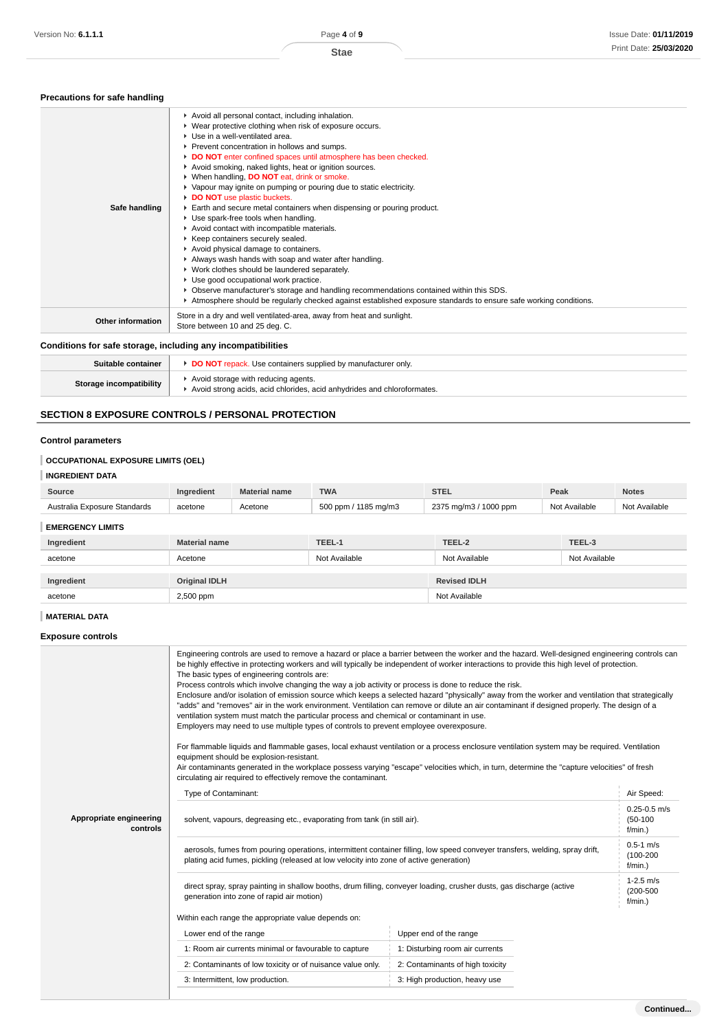### Precautions for safe handling

| | |
|---|---|
| **Safe handling** | ▸ Avoid all personal contact, including inhalation.<br>▸ Wear protective clothing when risk of exposure occurs.<br>▸ Use in a well-ventilated area.<br>▸ Prevent concentration in hollows and sumps.<br>▸ **DO NOT** enter confined spaces until atmosphere has been checked.<br>▸ Avoid smoking, naked lights, heat or ignition sources.<br>▸ When handling, **DO NOT** eat, drink or smoke.<br>▸ Vapour may ignite on pumping or pouring due to static electricity.<br>▸ **DO NOT** use plastic buckets.<br>▸ Earth and secure metal containers when dispensing or pouring product.<br>▸ Use spark-free tools when handling.<br>▸ Avoid contact with incompatible materials.<br>▸ Keep containers securely sealed.<br>▸ Avoid physical damage to containers.<br>▸ Always wash hands with soap and water after handling.<br>▸ Work clothes should be laundered separately.<br>▸ Use good occupational work practice.<br>▸ Observe manufacturer's storage and handling recommendations contained within this SDS.<br>▸ Atmosphere should be regularly checked against established exposure standards to ensure safe working conditions. |
| **Other information** | Store in a dry and well ventilated-area, away from heat and sunlight.<br>Store between 10 and 25 deg. C. |

### Conditions for safe storage, including any incompatibilities

| | |
|---|---|
| **Suitable container** | ▸ **DO NOT** repack. Use containers supplied by manufacturer only. |
| **Storage incompatibility** | ▸ Avoid storage with reducing agents.<br>▸ Avoid strong acids, acid chlorides, acid anhydrides and chloroformates. |

## SECTION 8 EXPOSURE CONTROLS / PERSONAL PROTECTION

### Control parameters

**OCCUPATIONAL EXPOSURE LIMITS (OEL)**

**INGREDIENT DATA**

| Source | Ingredient | Material name | TWA | STEL | Peak | Notes |
|---|---|---|---|---|---|---|
| Australia Exposure Standards | acetone | Acetone | 500 ppm / 1185 mg/m3 | 2375 mg/m3 / 1000 ppm | Not Available | Not Available |

**EMERGENCY LIMITS**

| Ingredient | Material name | TEEL-1 | TEEL-2 | TEEL-3 |
|---|---|---|---|---|
| acetone | Acetone | Not Available | Not Available | Not Available |

| Ingredient | Original IDLH | Revised IDLH |
|---|---|---|
| acetone | 2,500 ppm | Not Available |

**MATERIAL DATA**

### Exposure controls

**Appropriate engineering controls**

Engineering controls are used to remove a hazard or place a barrier between the worker and the hazard. Well-designed engineering controls can be highly effective in protecting workers and will typically be independent of worker interactions to provide this high level of protection.
The basic types of engineering controls are:
Process controls which involve changing the way a job activity or process is done to reduce the risk.
Enclosure and/or isolation of emission source which keeps a selected hazard "physically" away from the worker and ventilation that strategically "adds" and "removes" air in the work environment. Ventilation can remove or dilute an air contaminant if designed properly. The design of a ventilation system must match the particular process and chemical or contaminant in use.
Employers may need to use multiple types of controls to prevent employee overexposure.

For flammable liquids and flammable gases, local exhaust ventilation or a process enclosure ventilation system may be required. Ventilation equipment should be explosion-resistant.
Air contaminants generated in the workplace possess varying "escape" velocities which, in turn, determine the "capture velocities" of fresh circulating air required to effectively remove the contaminant.

| Type of Contaminant: | Air Speed: |
|---|---|
| solvent, vapours, degreasing etc., evaporating from tank (in still air). | 0.25-0.5 m/s (50-100 f/min.) |
| aerosols, fumes from pouring operations, intermittent container filling, low speed conveyer transfers, welding, spray drift, plating acid fumes, pickling (released at low velocity into zone of active generation) | 0.5-1 m/s (100-200 f/min.) |
| direct spray, spray painting in shallow booths, drum filling, conveyer loading, crusher dusts, gas discharge (active generation into zone of rapid air motion) | 1-2.5 m/s (200-500 f/min.) |

Within each range the appropriate value depends on:

| Lower end of the range | Upper end of the range |
|---|---|
| 1: Room air currents minimal or favourable to capture | 1: Disturbing room air currents |
| 2: Contaminants of low toxicity or of nuisance value only. | 2: Contaminants of high toxicity |
| 3: Intermittent, low production. | 3: High production, heavy use |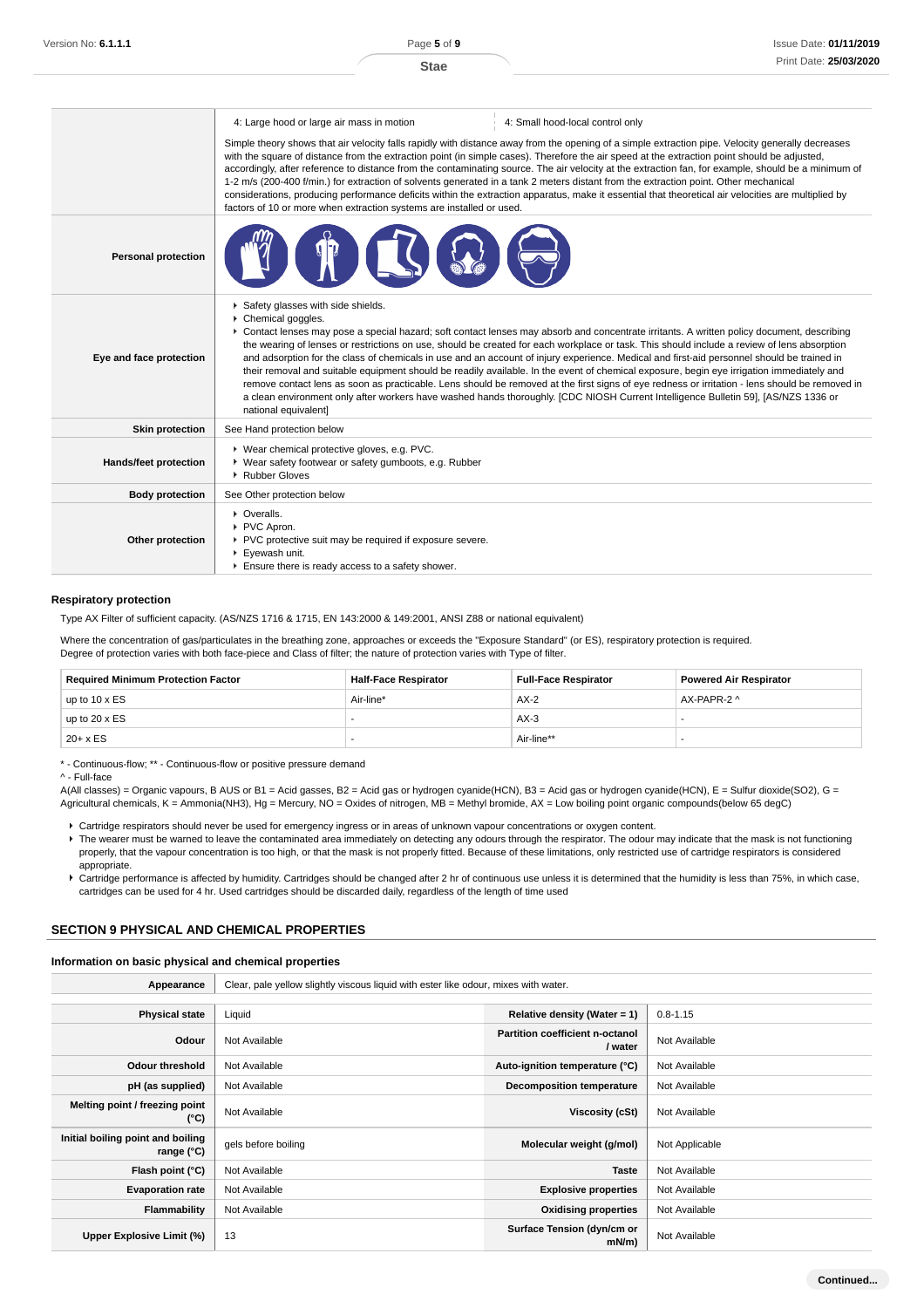| | | |
|---|---|---|
| | 4: Large hood or large air mass in motion | 4: Small hood-local control only |
| | Simple theory shows that air velocity falls rapidly with distance away from the opening of a simple extraction pipe. Velocity generally decreases with the square of distance from the extraction point (in simple cases). Therefore the air speed at the extraction point should be adjusted, accordingly, after reference to distance from the contaminating source. The air velocity at the extraction fan, for example, should be a minimum of 1-2 m/s (200-400 f/min.) for extraction of solvents generated in a tank 2 meters distant from the extraction point. Other mechanical considerations, producing performance deficits within the extraction apparatus, make it essential that theoretical air velocities are multiplied by factors of 10 or more when extraction systems are installed or used. | |
| **Personal protection** | | |
| **Eye and face protection** | ▸ Safety glasses with side shields.<br>▸ Chemical goggles.<br>▸ Contact lenses may pose a special hazard; soft contact lenses may absorb and concentrate irritants. A written policy document, describing the wearing of lenses or restrictions on use, should be created for each workplace or task. This should include a review of lens absorption and adsorption for the class of chemicals in use and an account of injury experience. Medical and first-aid personnel should be trained in their removal and suitable equipment should be readily available. In the event of chemical exposure, begin eye irrigation immediately and remove contact lens as soon as practicable. Lens should be removed at the first signs of eye redness or irritation - lens should be removed in a clean environment only after workers have washed hands thoroughly. [CDC NIOSH Current Intelligence Bulletin 59], [AS/NZS 1336 or national equivalent] | |
| **Skin protection** | See Hand protection below | |
| **Hands/feet protection** | ▸ Wear chemical protective gloves, e.g. PVC.<br>▸ Wear safety footwear or safety gumboots, e.g. Rubber<br>▸ Rubber Gloves | |
| **Body protection** | See Other protection below | |
| **Other protection** | ▸ Overalls.<br>▸ PVC Apron.<br>▸ PVC protective suit may be required if exposure severe.<br>▸ Eyewash unit.<br>▸ Ensure there is ready access to a safety shower. | |

### Respiratory protection

Type AX Filter of sufficient capacity. (AS/NZS 1716 & 1715, EN 143:2000 & 149:2001, ANSI Z88 or national equivalent)

Where the concentration of gas/particulates in the breathing zone, approaches or exceeds the "Exposure Standard" (or ES), respiratory protection is required.
Degree of protection varies with both face-piece and Class of filter; the nature of protection varies with Type of filter.

| Required Minimum Protection Factor | Half-Face Respirator | Full-Face Respirator | Powered Air Respirator |
|---|---|---|---|
| up to 10 x ES | Air-line* | AX-2 | AX-PAPR-2 ^ |
| up to 20 x ES | - | AX-3 | - |
| 20+ x ES | - | Air-line** | - |

\* - Continuous-flow; ** - Continuous-flow or positive pressure demand
^ - Full-face
A(All classes) = Organic vapours, B AUS or B1 = Acid gasses, B2 = Acid gas or hydrogen cyanide(HCN), B3 = Acid gas or hydrogen cyanide(HCN), E = Sulfur dioxide(SO2), G = Agricultural chemicals, K = Ammonia(NH3), Hg = Mercury, NO = Oxides of nitrogen, MB = Methyl bromide, AX = Low boiling point organic compounds(below 65 degC)

- Cartridge respirators should never be used for emergency ingress or in areas of unknown vapour concentrations or oxygen content.
- The wearer must be warned to leave the contaminated area immediately on detecting any odours through the respirator. The odour may indicate that the mask is not functioning properly, that the vapour concentration is too high, or that the mask is not properly fitted. Because of these limitations, only restricted use of cartridge respirators is considered appropriate.
- Cartridge performance is affected by humidity. Cartridges should be changed after 2 hr of continuous use unless it is determined that the humidity is less than 75%, in which case, cartridges can be used for 4 hr. Used cartridges should be discarded daily, regardless of the length of time used

## SECTION 9 PHYSICAL AND CHEMICAL PROPERTIES

### Information on basic physical and chemical properties

| | | | |
|---|---|---|---|
| **Appearance** | Clear, pale yellow slightly viscous liquid with ester like odour, mixes with water. | | |
| **Physical state** | Liquid | **Relative density (Water = 1)** | 0.8-1.15 |
| **Odour** | Not Available | **Partition coefficient n-octanol / water** | Not Available |
| **Odour threshold** | Not Available | **Auto-ignition temperature (°C)** | Not Available |
| **pH (as supplied)** | Not Available | **Decomposition temperature** | Not Available |
| **Melting point / freezing point (°C)** | Not Available | **Viscosity (cSt)** | Not Available |
| **Initial boiling point and boiling range (°C)** | gels before boiling | **Molecular weight (g/mol)** | Not Applicable |
| **Flash point (°C)** | Not Available | **Taste** | Not Available |
| **Evaporation rate** | Not Available | **Explosive properties** | Not Available |
| **Flammability** | Not Available | **Oxidising properties** | Not Available |
| **Upper Explosive Limit (%)** | 13 | **Surface Tension (dyn/cm or mN/m)** | Not Available |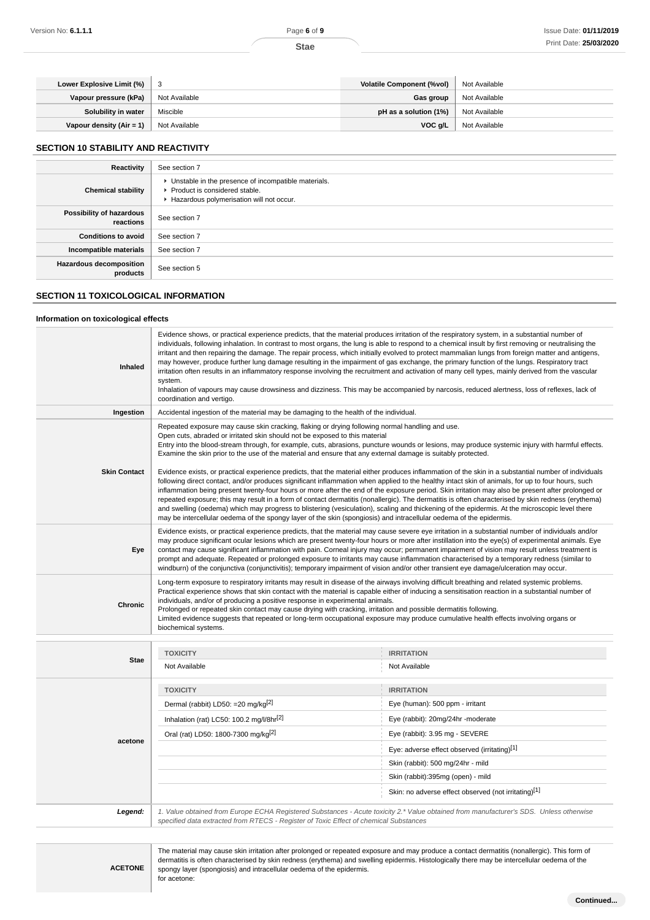| Lower Explosive Limit (%) | 3 | Volatile Component (%vol) | Not Available |
|---|---|---|---|
| Vapour pressure (kPa) | Not Available | Gas group | Not Available |
| Solubility in water | Miscible | pH as a solution (1%) | Not Available |
| Vapour density (Air = 1) | Not Available | VOC g/L | Not Available |

## SECTION 10 STABILITY AND REACTIVITY

| | |
|---|---|
| Reactivity | See section 7 |
| Chemical stability | ▸ Unstable in the presence of incompatible materials.<br>▸ Product is considered stable.<br>▸ Hazardous polymerisation will not occur. |
| Possibility of hazardous reactions | See section 7 |
| Conditions to avoid | See section 7 |
| Incompatible materials | See section 7 |
| Hazardous decomposition products | See section 5 |

## SECTION 11 TOXICOLOGICAL INFORMATION

### Information on toxicological effects

| | |
|---|---|
| Inhaled | Evidence shows, or practical experience predicts, that the material produces irritation of the respiratory system, in a substantial number of individuals, following inhalation. In contrast to most organs, the lung is able to respond to a chemical insult by first removing or neutralising the irritant and then repairing the damage. The repair process, which initially evolved to protect mammalian lungs from foreign matter and antigens, may however, produce further lung damage resulting in the impairment of gas exchange, the primary function of the lungs. Respiratory tract irritation often results in an inflammatory response involving the recruitment and activation of many cell types, mainly derived from the vascular system.<br>Inhalation of vapours may cause drowsiness and dizziness. This may be accompanied by narcosis, reduced alertness, loss of reflexes, lack of coordination and vertigo. |
| Ingestion | Accidental ingestion of the material may be damaging to the health of the individual. |
| Skin Contact | Repeated exposure may cause skin cracking, flaking or drying following normal handling and use.<br>Open cuts, abraded or irritated skin should not be exposed to this material<br>Entry into the blood-stream through, for example, cuts, abrasions, puncture wounds or lesions, may produce systemic injury with harmful effects. Examine the skin prior to the use of the material and ensure that any external damage is suitably protected.<br><br>Evidence exists, or practical experience predicts, that the material either produces inflammation of the skin in a substantial number of individuals following direct contact, and/or produces significant inflammation when applied to the healthy intact skin of animals, for up to four hours, such inflammation being present twenty-four hours or more after the end of the exposure period. Skin irritation may also be present after prolonged or repeated exposure; this may result in a form of contact dermatitis (nonallergic). The dermatitis is often characterised by skin redness (erythema) and swelling (oedema) which may progress to blistering (vesiculation), scaling and thickening of the epidermis. At the microscopic level there may be intercellular oedema of the spongy layer of the skin (spongiosis) and intracellular oedema of the epidermis. |
| Eye | Evidence exists, or practical experience predicts, that the material may cause severe eye irritation in a substantial number of individuals and/or may produce significant ocular lesions which are present twenty-four hours or more after instillation into the eye(s) of experimental animals. Eye contact may cause significant inflammation with pain. Corneal injury may occur; permanent impairment of vision may result unless treatment is prompt and adequate. Repeated or prolonged exposure to irritants may cause inflammation characterised by a temporary redness (similar to windburn) of the conjunctiva (conjunctivitis); temporary impairment of vision and/or other transient eye damage/ulceration may occur. |
| Chronic | Long-term exposure to respiratory irritants may result in disease of the airways involving difficult breathing and related systemic problems.<br>Practical experience shows that skin contact with the material is capable either of inducing a sensitisation reaction in a substantial number of individuals, and/or of producing a positive response in experimental animals.<br>Prolonged or repeated skin contact may cause drying with cracking, irritation and possible dermatitis following.<br>Limited evidence suggests that repeated or long-term occupational exposure may produce cumulative health effects involving organs or biochemical systems. |

| | TOXICITY | IRRITATION |
|---|---|---|
| Stae | Not Available | Not Available |
| acetone | Dermal (rabbit) LD50: =20 mg/kg[2] | Eye (human): 500 ppm - irritant |
| | Inhalation (rat) LC50: 100.2 mg/l/8hr[2] | Eye (rabbit): 20mg/24hr -moderate |
| | Oral (rat) LD50: 1800-7300 mg/kg[2] | Eye (rabbit): 3.95 mg - SEVERE |
| | | Eye: adverse effect observed (irritating)[1] |
| | | Skin (rabbit): 500 mg/24hr - mild |
| | | Skin (rabbit):395mg (open) - mild |
| | | Skin: no adverse effect observed (not irritating)[1] |
| *Legend:* | *1. Value obtained from Europe ECHA Registered Substances - Acute toxicity 2.* Value obtained from manufacturer's SDS. Unless otherwise specified data extracted from RTECS - Register of Toxic Effect of chemical Substances* | |

| | |
|---|---|
| ACETONE | The material may cause skin irritation after prolonged or repeated exposure and may produce a contact dermatitis (nonallergic). This form of dermatitis is often characterised by skin redness (erythema) and swelling epidermis. Histologically there may be intercellular oedema of the spongy layer (spongiosis) and intracellular oedema of the epidermis.<br>for acetone: |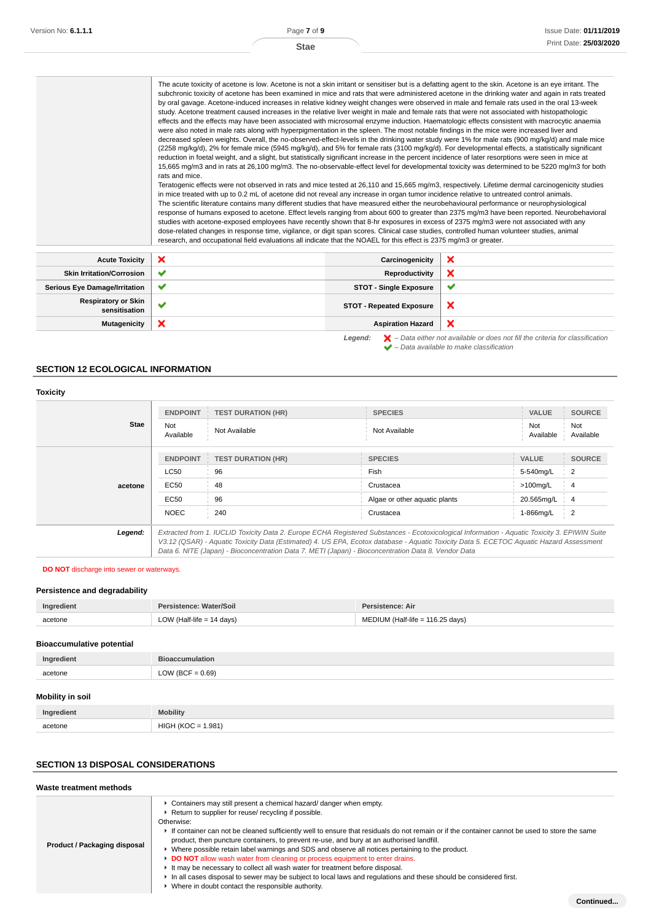| | |
|---|---|
| | The acute toxicity of acetone is low. Acetone is not a skin irritant or sensitiser but is a defatting agent to the skin. Acetone is an eye irritant. The subchronic toxicity of acetone has been examined in mice and rats that were administered acetone in the drinking water and again in rats treated by oral gavage. Acetone-induced increases in relative kidney weight changes were observed in male and female rats used in the oral 13-week study. Acetone treatment caused increases in the relative liver weight in male and female rats that were not associated with histopathologic effects and the effects may have been associated with microsomal enzyme induction. Haematologic effects consistent with macrocytic anaemia were also noted in male rats along with hyperpigmentation in the spleen. The most notable findings in the mice were increased liver and decreased spleen weights. Overall, the no-observed-effect-levels in the drinking water study were 1% for male rats (900 mg/kg/d) and male mice (2258 mg/kg/d), 2% for female mice (5945 mg/kg/d), and 5% for female rats (3100 mg/kg/d). For developmental effects, a statistically significant reduction in foetal weight, and a slight, but statistically significant increase in the percent incidence of later resorptions were seen in mice at 15,665 mg/m3 and in rats at 26,100 mg/m3. The no-observable-effect level for developmental toxicity was determined to be 5220 mg/m3 for both rats and mice.<br>Teratogenic effects were not observed in rats and mice tested at 26,110 and 15,665 mg/m3, respectively. Lifetime dermal carcinogenicity studies in mice treated with up to 0.2 mL of acetone did not reveal any increase in organ tumor incidence relative to untreated control animals.<br>The scientific literature contains many different studies that have measured either the neurobehavioural performance or neurophysiological response of humans exposed to acetone. Effect levels ranging from about 600 to greater than 2375 mg/m3 have been reported. Neurobehavioral studies with acetone-exposed employees have recently shown that 8-hr exposures in excess of 2375 mg/m3 were not associated with any dose-related changes in response time, vigilance, or digit span scores. Clinical case studies, controlled human volunteer studies, animal research, and occupational field evaluations all indicate that the NOAEL for this effect is 2375 mg/m3 or greater. |

| | | | |
|---|---|---|---|
| **Acute Toxicity** | ❌ | **Carcinogenicity** | ❌ |
| **Skin Irritation/Corrosion** | ✔ | **Reproductivity** | ❌ |
| **Serious Eye Damage/Irritation** | ✔ | **STOT - Single Exposure** | ✔ |
| **Respiratory or Skin sensitisation** | ✔ | **STOT - Repeated Exposure** | ❌ |
| **Mutagenicity** | ❌ | **Aspiration Hazard** | ❌ |

***Legend:*** ❌ *– Data either not available or does not fill the criteria for classification*
✔ *– Data available to make classification*

## SECTION 12 ECOLOGICAL INFORMATION

### Toxicity

| | ENDPOINT | TEST DURATION (HR) | SPECIES | VALUE | SOURCE |
|---|---|---|---|---|---|
| **Stae** | Not Available | Not Available | Not Available | Not Available | Not Available |

| | ENDPOINT | TEST DURATION (HR) | SPECIES | VALUE | SOURCE |
|---|---|---|---|---|---|
| **acetone** | LC50 | 96 | Fish | 5-540mg/L | 2 |
| | EC50 | 48 | Crustacea | >100mg/L | 4 |
| | EC50 | 96 | Algae or other aquatic plants | 20.565mg/L | 4 |
| | NOEC | 240 | Crustacea | 1-866mg/L | 2 |

***Legend:*** *Extracted from 1. IUCLID Toxicity Data 2. Europe ECHA Registered Substances - Ecotoxicological Information - Aquatic Toxicity 3. EPIWIN Suite V3.12 (QSAR) - Aquatic Toxicity Data (Estimated) 4. US EPA, Ecotox database - Aquatic Toxicity Data 5. ECETOC Aquatic Hazard Assessment Data 6. NITE (Japan) - Bioconcentration Data 7. METI (Japan) - Bioconcentration Data 8. Vendor Data*

**DO NOT** discharge into sewer or waterways.

### Persistence and degradability

| Ingredient | Persistence: Water/Soil | Persistence: Air |
|---|---|---|
| acetone | LOW (Half-life = 14 days) | MEDIUM (Half-life = 116.25 days) |

### Bioaccumulative potential

| Ingredient | Bioaccumulation |
|---|---|
| acetone | LOW (BCF = 0.69) |

### Mobility in soil

| Ingredient | Mobility |
|---|---|
| acetone | HIGH (KOC = 1.981) |

## SECTION 13 DISPOSAL CONSIDERATIONS

### Waste treatment methods

**Product / Packaging disposal**

- Containers may still present a chemical hazard/ danger when empty.
- Return to supplier for reuse/ recycling if possible.

Otherwise:

- If container can not be cleaned sufficiently well to ensure that residuals do not remain or if the container cannot be used to store the same product, then puncture containers, to prevent re-use, and bury at an authorised landfill.
- Where possible retain label warnings and SDS and observe all notices pertaining to the product.
- **DO NOT** allow wash water from cleaning or process equipment to enter drains.
- It may be necessary to collect all wash water for treatment before disposal.
- In all cases disposal to sewer may be subject to local laws and regulations and these should be considered first.
- Where in doubt contact the responsible authority.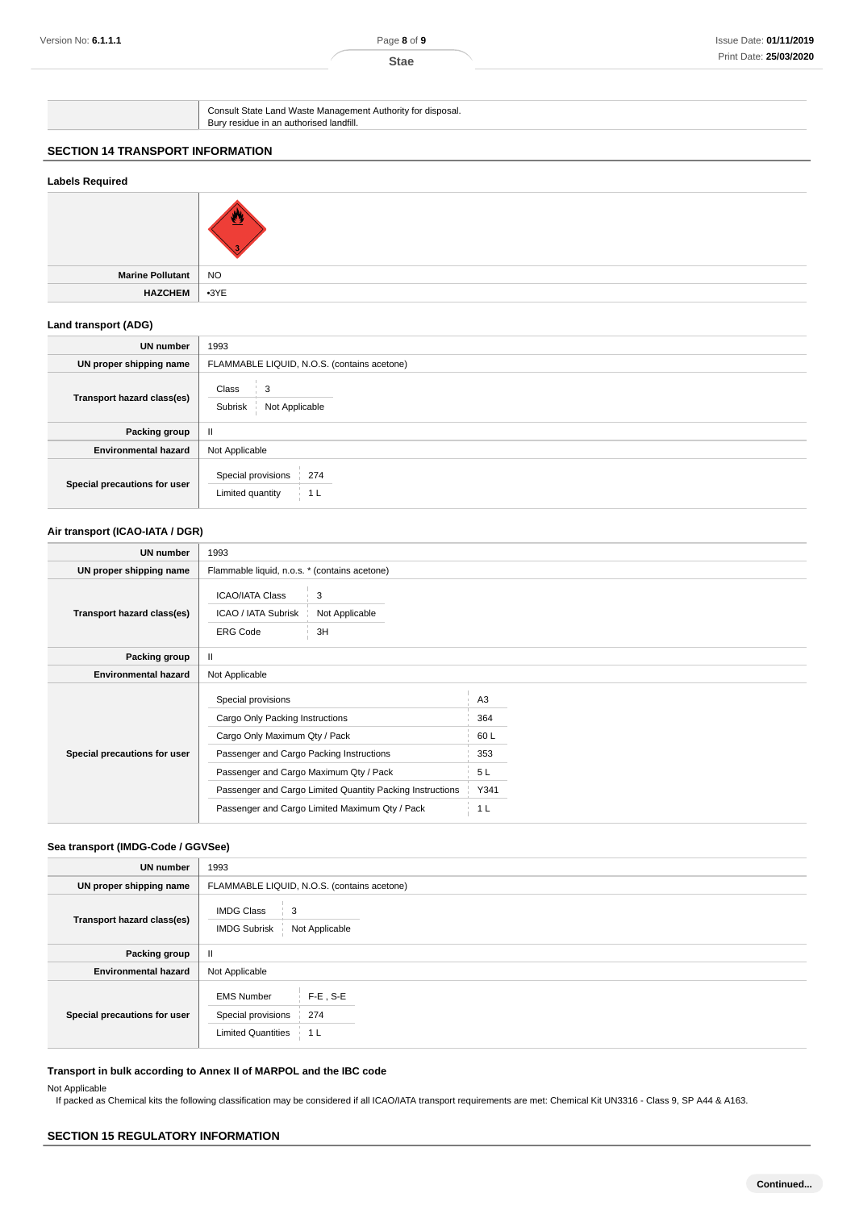| | |
|---|---|
| | Consult State Land Waste Management Authority for disposal. Bury residue in an authorised landfill. |

## SECTION 14 TRANSPORT INFORMATION

### Labels Required

| | |
|---|---|
| | |
| **Marine Pollutant** | NO |
| **HAZCHEM** | •3YE |

### Land transport (ADG)

| | |
|---|---|
| **UN number** | 1993 |
| **UN proper shipping name** | FLAMMABLE LIQUID, N.O.S. (contains acetone) |
| **Transport hazard class(es)** | Class: 3<br>Subrisk: Not Applicable |
| **Packing group** | II |
| **Environmental hazard** | Not Applicable |
| **Special precautions for user** | Special provisions: 274<br>Limited quantity: 1 L |

### Air transport (ICAO-IATA / DGR)

| | |
|---|---|
| **UN number** | 1993 |
| **UN proper shipping name** | Flammable liquid, n.o.s. * (contains acetone) |
| **Transport hazard class(es)** | ICAO/IATA Class: 3<br>ICAO / IATA Subrisk: Not Applicable<br>ERG Code: 3H |
| **Packing group** | II |
| **Environmental hazard** | Not Applicable |
| **Special precautions for user** | Special provisions: A3<br>Cargo Only Packing Instructions: 364<br>Cargo Only Maximum Qty / Pack: 60 L<br>Passenger and Cargo Packing Instructions: 353<br>Passenger and Cargo Maximum Qty / Pack: 5 L<br>Passenger and Cargo Limited Quantity Packing Instructions: Y341<br>Passenger and Cargo Limited Maximum Qty / Pack: 1 L |

### Sea transport (IMDG-Code / GGVSee)

| | |
|---|---|
| **UN number** | 1993 |
| **UN proper shipping name** | FLAMMABLE LIQUID, N.O.S. (contains acetone) |
| **Transport hazard class(es)** | IMDG Class: 3<br>IMDG Subrisk: Not Applicable |
| **Packing group** | II |
| **Environmental hazard** | Not Applicable |
| **Special precautions for user** | EMS Number: F-E , S-E<br>Special provisions: 274<br>Limited Quantities: 1 L |

### Transport in bulk according to Annex II of MARPOL and the IBC code

Not Applicable

If packed as Chemical kits the following classification may be considered if all ICAO/IATA transport requirements are met: Chemical Kit UN3316 - Class 9, SP A44 & A163.

## SECTION 15 REGULATORY INFORMATION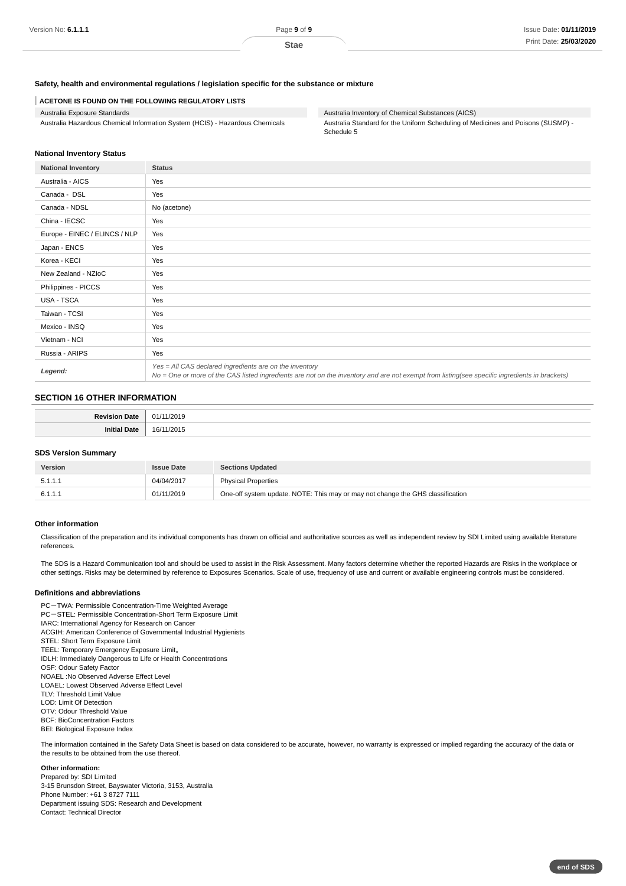### Safety, health and environmental regulations / legislation specific for the substance or mixture

#### ACETONE IS FOUND ON THE FOLLOWING REGULATORY LISTS

| | |
|---|---|
| Australia Exposure Standards | Australia Inventory of Chemical Substances (AICS) |
| Australia Hazardous Chemical Information System (HCIS) - Hazardous Chemicals | Australia Standard for the Uniform Scheduling of Medicines and Poisons (SUSMP) - Schedule 5 |

### National Inventory Status

| National Inventory | Status |
|---|---|
| Australia - AICS | Yes |
| Canada - DSL | Yes |
| Canada - NDSL | No (acetone) |
| China - IECSC | Yes |
| Europe - EINEC / ELINCS / NLP | Yes |
| Japan - ENCS | Yes |
| Korea - KECI | Yes |
| New Zealand - NZIoC | Yes |
| Philippines - PICCS | Yes |
| USA - TSCA | Yes |
| Taiwan - TCSI | Yes |
| Mexico - INSQ | Yes |
| Vietnam - NCI | Yes |
| Russia - ARIPS | Yes |
| *Legend:* | *Yes = All CAS declared ingredients are on the inventory*<br>*No = One or more of the CAS listed ingredients are not on the inventory and are not exempt from listing(see specific ingredients in brackets)* |

## SECTION 16 OTHER INFORMATION

| | |
|---|---|
| **Revision Date** | 01/11/2019 |
| **Initial Date** | 16/11/2015 |

### SDS Version Summary

| Version | Issue Date | Sections Updated |
|---|---|---|
| 5.1.1.1 | 04/04/2017 | Physical Properties |
| 6.1.1.1 | 01/11/2019 | One-off system update. NOTE: This may or may not change the GHS classification |

### Other information

Classification of the preparation and its individual components has drawn on official and authoritative sources as well as independent review by SDI Limited using available literature references.

The SDS is a Hazard Communication tool and should be used to assist in the Risk Assessment. Many factors determine whether the reported Hazards are Risks in the workplace or other settings. Risks may be determined by reference to Exposures Scenarios. Scale of use, frequency of use and current or available engineering controls must be considered.

### Definitions and abbreviations

PC－TWA: Permissible Concentration-Time Weighted Average
PC－STEL: Permissible Concentration-Short Term Exposure Limit
IARC: International Agency for Research on Cancer
ACGIH: American Conference of Governmental Industrial Hygienists
STEL: Short Term Exposure Limit
TEEL: Temporary Emergency Exposure Limit。
IDLH: Immediately Dangerous to Life or Health Concentrations
OSF: Odour Safety Factor
NOAEL :No Observed Adverse Effect Level
LOAEL: Lowest Observed Adverse Effect Level
TLV: Threshold Limit Value
LOD: Limit Of Detection
OTV: Odour Threshold Value
BCF: BioConcentration Factors
BEI: Biological Exposure Index

The information contained in the Safety Data Sheet is based on data considered to be accurate, however, no warranty is expressed or implied regarding the accuracy of the data or the results to be obtained from the use thereof.

**Other information:**
Prepared by: SDI Limited
3-15 Brunsdon Street, Bayswater Victoria, 3153, Australia
Phone Number: +61 3 8727 7111
Department issuing SDS: Research and Development
Contact: Technical Director

end of SDS